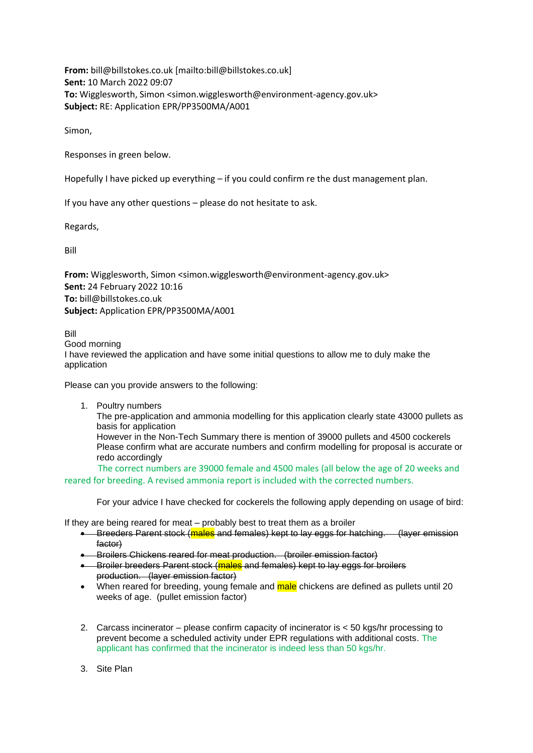**From:** bill@billstokes.co.uk [mailto:bill@billstokes.co.uk]
**Sent:** 10 March 2022 09:07
**To:** Wigglesworth, Simon <simon.wigglesworth@environment-agency.gov.uk>
**Subject:** RE: Application EPR/PP3500MA/A001

Simon,

Responses in green below.

Hopefully I have picked up everything – if you could confirm re the dust management plan.

If you have any other questions – please do not hesitate to ask.

Regards,

Bill

**From:** Wigglesworth, Simon <simon.wigglesworth@environment-agency.gov.uk>
**Sent:** 24 February 2022 10:16
**To:** bill@billstokes.co.uk
**Subject:** Application EPR/PP3500MA/A001

Bill
Good morning
I have reviewed the application and have some initial questions to allow me to duly make the application

Please can you provide answers to the following:

1. Poultry numbers
   The pre-application and ammonia modelling for this application clearly state 43000 pullets as basis for application
   However in the Non-Tech Summary there is mention of 39000 pullets and 4500 cockerels
   Please confirm what are accurate numbers and confirm modelling for proposal is accurate or redo accordingly
   The correct numbers are 39000 female and 4500 males (all below the age of 20 weeks and reared for breeding. A revised ammonia report is included with the corrected numbers.

   For your advice I have checked for cockerels the following apply depending on usage of bird:

If they are being reared for meat – probably best to treat them as a broiler

- ~~Breeders Parent stock (males and females) kept to lay eggs for hatching. (layer emission factor)~~
- ~~Broilers Chickens reared for meat production. (broiler emission factor)~~
- ~~Broiler breeders Parent stock (males and females) kept to lay eggs for broilers production. (layer emission factor)~~
- When reared for breeding, young female and male chickens are defined as pullets until 20 weeks of age. (pullet emission factor)

2. Carcass incinerator – please confirm capacity of incinerator is < 50 kgs/hr processing to prevent become a scheduled activity under EPR regulations with additional costs. The applicant has confirmed that the incinerator is indeed less than 50 kgs/hr.

3. Site Plan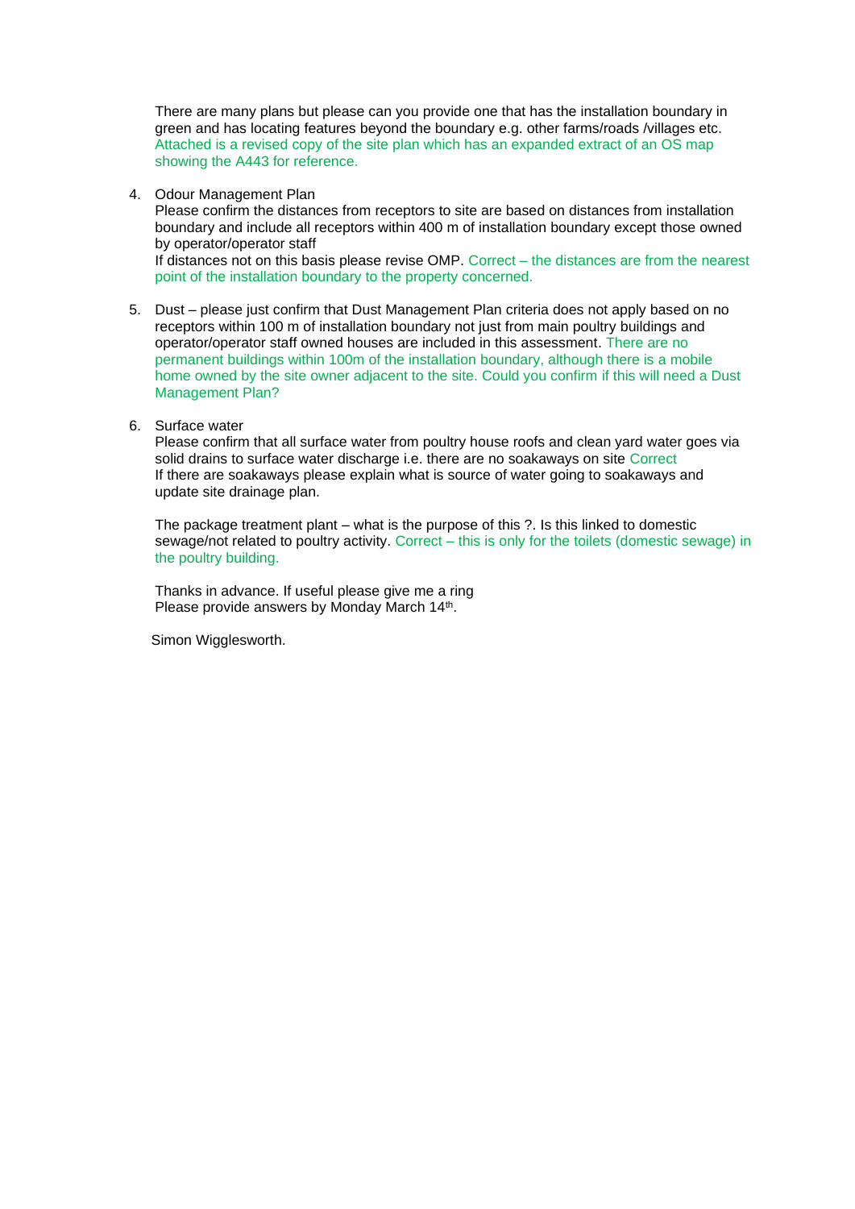There are many plans but please can you provide one that has the installation boundary in green and has locating features beyond the boundary e.g. other farms/roads /villages etc. Attached is a revised copy of the site plan which has an expanded extract of an OS map showing the A443 for reference.

4. Odour Management Plan
   Please confirm the distances from receptors to site are based on distances from installation boundary and include all receptors within 400 m of installation boundary except those owned by operator/operator staff
   If distances not on this basis please revise OMP. Correct – the distances are from the nearest point of the installation boundary to the property concerned.

5. Dust – please just confirm that Dust Management Plan criteria does not apply based on no receptors within 100 m of installation boundary not just from main poultry buildings and operator/operator staff owned houses are included in this assessment. There are no permanent buildings within 100m of the installation boundary, although there is a mobile home owned by the site owner adjacent to the site. Could you confirm if this will need a Dust Management Plan?

6. Surface water
   Please confirm that all surface water from poultry house roofs and clean yard water goes via solid drains to surface water discharge i.e. there are no soakaways on site Correct
   If there are soakaways please explain what is source of water going to soakaways and update site drainage plan.

   The package treatment plant – what is the purpose of this ?. Is this linked to domestic sewage/not related to poultry activity. Correct – this is only for the toilets (domestic sewage) in the poultry building.

   Thanks in advance. If useful please give me a ring
   Please provide answers by Monday March 14th.

Simon Wigglesworth.